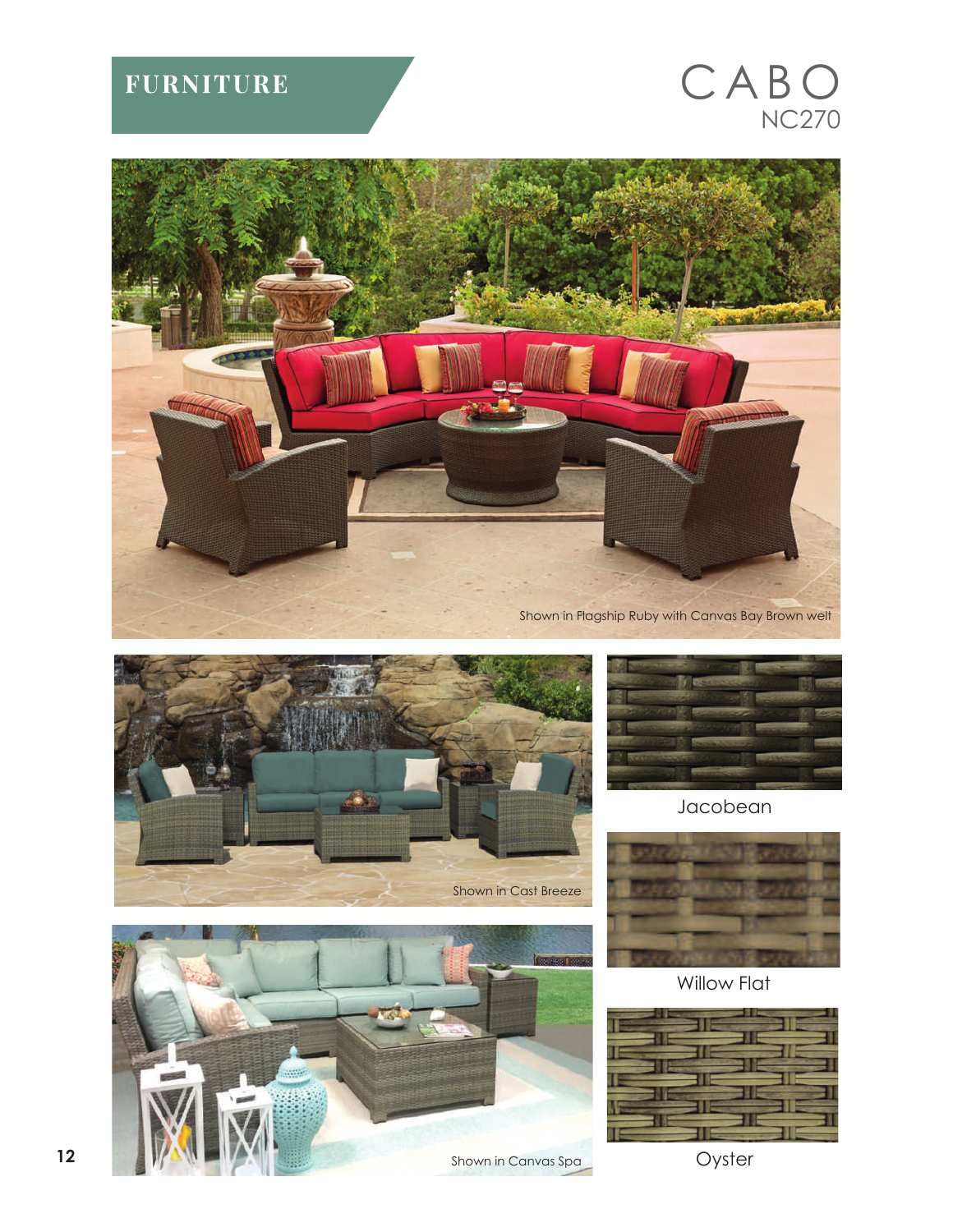FURNITURE

# CABO

## NC270

Shown in Flagship Ruby with Canvas Bay Brown welt

Shown in Cast Breeze

Shown in Canvas Spa

Jacobean

Willow Flat

Oyster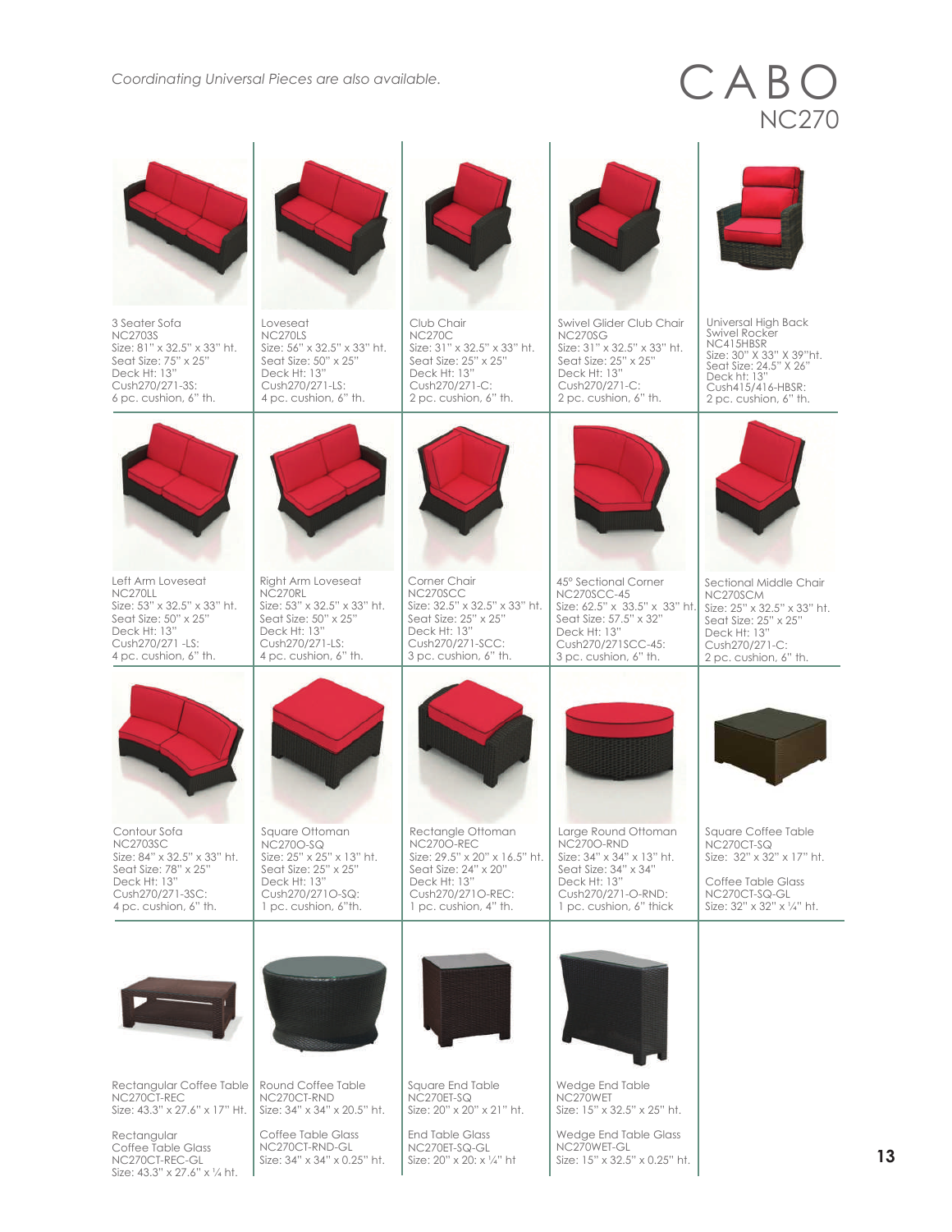*Coordinating Universal Pieces are also available.*

# CABO
## NC270

3 Seater Sofa
NC270SS
Size: 81" x 32.5" x 33" ht.
Seat Size: 75" x 25"
Deck Ht: 13"
Cush270/271-3S:
6 pc. cushion, 6" th.

Loveseat
NC270LS
Size: 56" x 32.5" x 33" ht.
Seat Size: 50" x 25"
Deck Ht: 13"
Cush270/271-LS:
4 pc. cushion, 6" th.

Club Chair
NC270C
Size: 31" x 32.5" x 33" ht.
Seat Size: 25" x 25"
Deck Ht: 13"
Cush270/271-C:
2 pc. cushion, 6" th.

Swivel Glider Club Chair
NC270SG
Size: 31" x 32.5" x 33" ht.
Seat Size: 25" x 25"
Deck Ht: 13"
Cush270/271-C:
2 pc. cushion, 6" th.

Universal High Back Swivel Rocker
NC415HBSR
Size: 30" X 33" X 39"ht.
Seat Size: 24.5" X 26"
Deck ht: 13"
Cush415/416-HBSR:
2 pc. cushion, 6" th.

Left Arm Loveseat
NC270LL
Size: 53" x 32.5" x 33" ht.
Seat Size: 50" x 25"
Deck Ht: 13"
Cush270/271 -LS:
4 pc. cushion, 6" th.

Right Arm Loveseat
NC270RL
Size: 53" x 32.5" x 33" ht.
Seat Size: 50" x 25"
Deck Ht: 13"
Cush270/271-LS:
4 pc. cushion, 6" th.

Corner Chair
NC270SCC
Size: 32.5" x 32.5" x 33" ht.
Seat Size: 25" x 25"
Deck Ht: 13"
Cush270/271-SCC:
3 pc. cushion, 6" th.

45° Sectional Corner
NC270SCC-45
Size: 62.5" x 33.5" x 33" ht.
Seat Size: 57.5" x 32"
Deck Ht: 13"
Cush270/271SCC-45:
3 pc. cushion, 6" th.

Sectional Middle Chair
NC270SCM
Size: 25" x 32.5" x 33" ht.
Seat Size: 25" x 25"
Deck Ht: 13"
Cush270/271-C:
2 pc. cushion, 6" th.

Contour Sofa
NC270SSC
Size: 84" x 32.5" x 33" ht.
Seat Size: 78" x 25"
Deck Ht: 13"
Cush270/271-3SC:
4 pc. cushion, 6" th.

Square Ottoman
NC270O-SQ
Size: 25" x 25" x 13" ht.
Seat Size: 25" x 25"
Deck Ht: 13"
Cush270/271O-SQ:
1 pc. cushion, 6"th.

Rectangle Ottoman
NC270O-REC
Size: 29.5" x 20" x 16.5" ht.
Seat Size: 24" x 20"
Deck Ht: 13"
Cush270/271O-REC:
1 pc. cushion, 4" th.

Large Round Ottoman
NC270O-RND
Size: 34" x 34" x 13" ht.
Seat Size: 34" x 34"
Deck Ht: 13"
Cush270/271-O-RND:
1 pc. cushion, 6" thick

Square Coffee Table
NC270CT-SQ
Size: 32" x 32" x 17" ht.

Coffee Table Glass
NC270CT-SQ-GL
Size: 32" x 32" x ¼" ht.

Rectangular Coffee Table
NC270CT-REC
Size: 43.3" x 27.6" x 17" Ht.

Rectangular Coffee Table Glass
NC270CT-REC-GL
Size: 43.3" x 27.6" x ¼ ht.

Round Coffee Table
NC270CT-RND
Size: 34" x 34" x 20.5" ht.

Coffee Table Glass
NC270CT-RND-GL
Size: 34" x 34" x 0.25" ht.

Square End Table
NC270ET-SQ
Size: 20" x 20" x 21" ht.

End Table Glass
NC270ET-SQ-GL
Size: 20" x 20: x ¼" ht

Wedge End Table
NC270WET
Size: 15" x 32.5" x 25" ht.

Wedge End Table Glass
NC270WET-GL
Size: 15" x 32.5" x 0.25" ht.